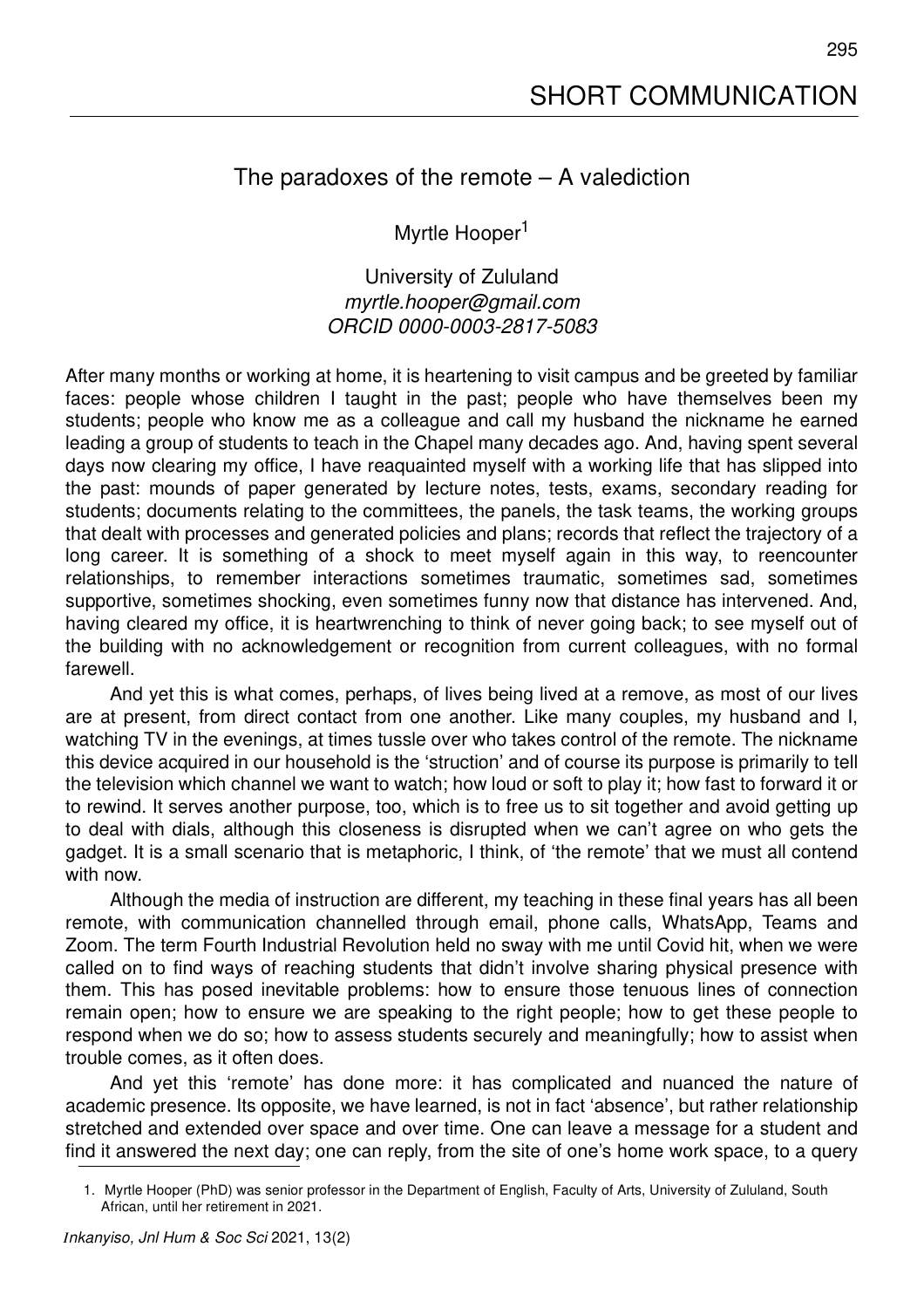## SHORT COMMUNICATION

# The paradoxes of the remote – A valediction

Myrtle Hooper[1]

University of Zululand
*myrtle.hooper@gmail.com*
*ORCID 0000-0003-2817-5083*

After many months or working at home, it is heartening to visit campus and be greeted by familiar faces: people whose children I taught in the past; people who have themselves been my students; people who know me as a colleague and call my husband the nickname he earned leading a group of students to teach in the Chapel many decades ago. And, having spent several days now clearing my office, I have reaquainted myself with a working life that has slipped into the past: mounds of paper generated by lecture notes, tests, exams, secondary reading for students; documents relating to the committees, the panels, the task teams, the working groups that dealt with processes and generated policies and plans; records that reflect the trajectory of a long career. It is something of a shock to meet myself again in this way, to reencounter relationships, to remember interactions sometimes traumatic, sometimes sad, sometimes supportive, sometimes shocking, even sometimes funny now that distance has intervened. And, having cleared my office, it is heartwrenching to think of never going back; to see myself out of the building with no acknowledgement or recognition from current colleagues, with no formal farewell.

And yet this is what comes, perhaps, of lives being lived at a remove, as most of our lives are at present, from direct contact from one another. Like many couples, my husband and I, watching TV in the evenings, at times tussle over who takes control of the remote. The nickname this device acquired in our household is the 'struction' and of course its purpose is primarily to tell the television which channel we want to watch; how loud or soft to play it; how fast to forward it or to rewind. It serves another purpose, too, which is to free us to sit together and avoid getting up to deal with dials, although this closeness is disrupted when we can't agree on who gets the gadget. It is a small scenario that is metaphoric, I think, of 'the remote' that we must all contend with now.

Although the media of instruction are different, my teaching in these final years has all been remote, with communication channelled through email, phone calls, WhatsApp, Teams and Zoom. The term Fourth Industrial Revolution held no sway with me until Covid hit, when we were called on to find ways of reaching students that didn't involve sharing physical presence with them. This has posed inevitable problems: how to ensure those tenuous lines of connection remain open; how to ensure we are speaking to the right people; how to get these people to respond when we do so; how to assess students securely and meaningfully; how to assist when trouble comes, as it often does.

And yet this 'remote' has done more: it has complicated and nuanced the nature of academic presence. Its opposite, we have learned, is not in fact 'absence', but rather relationship stretched and extended over space and over time. One can leave a message for a student and find it answered the next day; one can reply, from the site of one's home work space, to a query

---

1. Myrtle Hooper (PhD) was senior professor in the Department of English, Faculty of Arts, University of Zululand, South African, until her retirement in 2021.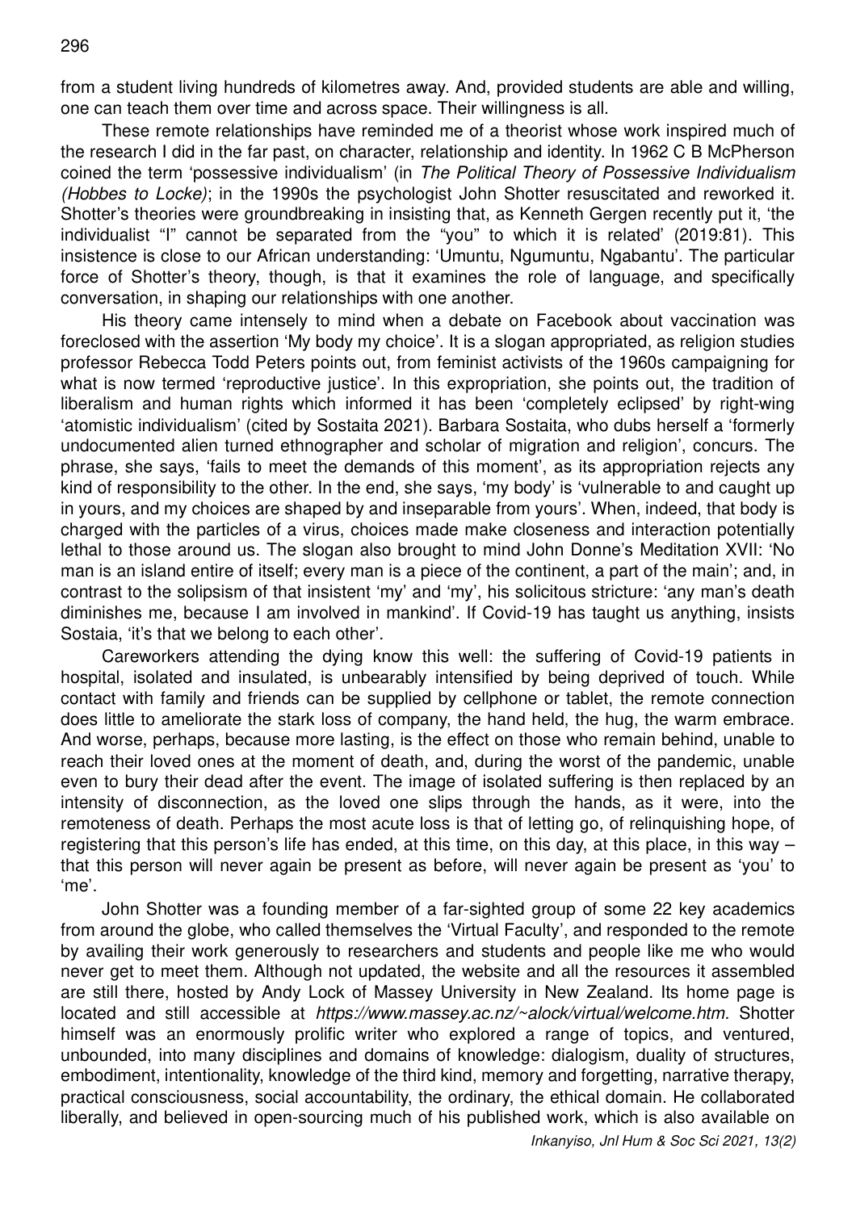from a student living hundreds of kilometres away. And, provided students are able and willing, one can teach them over time and across space. Their willingness is all.

These remote relationships have reminded me of a theorist whose work inspired much of the research I did in the far past, on character, relationship and identity. In 1962 C B McPherson coined the term 'possessive individualism' (in *The Political Theory of Possessive Individualism (Hobbes to Locke)*; in the 1990s the psychologist John Shotter resuscitated and reworked it. Shotter's theories were groundbreaking in insisting that, as Kenneth Gergen recently put it, 'the individualist "I" cannot be separated from the "you" to which it is related' (2019:81). This insistence is close to our African understanding: 'Umuntu, Ngumuntu, Ngabantu'. The particular force of Shotter's theory, though, is that it examines the role of language, and specifically conversation, in shaping our relationships with one another.

His theory came intensely to mind when a debate on Facebook about vaccination was foreclosed with the assertion 'My body my choice'. It is a slogan appropriated, as religion studies professor Rebecca Todd Peters points out, from feminist activists of the 1960s campaigning for what is now termed 'reproductive justice'. In this expropriation, she points out, the tradition of liberalism and human rights which informed it has been 'completely eclipsed' by right-wing 'atomistic individualism' (cited by Sostaita 2021). Barbara Sostaita, who dubs herself a 'formerly undocumented alien turned ethnographer and scholar of migration and religion', concurs. The phrase, she says, 'fails to meet the demands of this moment', as its appropriation rejects any kind of responsibility to the other. In the end, she says, 'my body' is 'vulnerable to and caught up in yours, and my choices are shaped by and inseparable from yours'. When, indeed, that body is charged with the particles of a virus, choices made make closeness and interaction potentially lethal to those around us. The slogan also brought to mind John Donne's Meditation XVII: 'No man is an island entire of itself; every man is a piece of the continent, a part of the main'; and, in contrast to the solipsism of that insistent 'my' and 'my', his solicitous stricture: 'any man's death diminishes me, because I am involved in mankind'. If Covid-19 has taught us anything, insists Sostaia, 'it's that we belong to each other'.

Careworkers attending the dying know this well: the suffering of Covid-19 patients in hospital, isolated and insulated, is unbearably intensified by being deprived of touch. While contact with family and friends can be supplied by cellphone or tablet, the remote connection does little to ameliorate the stark loss of company, the hand held, the hug, the warm embrace. And worse, perhaps, because more lasting, is the effect on those who remain behind, unable to reach their loved ones at the moment of death, and, during the worst of the pandemic, unable even to bury their dead after the event. The image of isolated suffering is then replaced by an intensity of disconnection, as the loved one slips through the hands, as it were, into the remoteness of death. Perhaps the most acute loss is that of letting go, of relinquishing hope, of registering that this person's life has ended, at this time, on this day, at this place, in this way – that this person will never again be present as before, will never again be present as 'you' to 'me'.

John Shotter was a founding member of a far-sighted group of some 22 key academics from around the globe, who called themselves the 'Virtual Faculty', and responded to the remote by availing their work generously to researchers and students and people like me who would never get to meet them. Although not updated, the website and all the resources it assembled are still there, hosted by Andy Lock of Massey University in New Zealand. Its home page is located and still accessible at *https://www.massey.ac.nz/~alock/virtual/welcome.htm.* Shotter himself was an enormously prolific writer who explored a range of topics, and ventured, unbounded, into many disciplines and domains of knowledge: dialogism, duality of structures, embodiment, intentionality, knowledge of the third kind, memory and forgetting, narrative therapy, practical consciousness, social accountability, the ordinary, the ethical domain. He collaborated liberally, and believed in open-sourcing much of his published work, which is also available on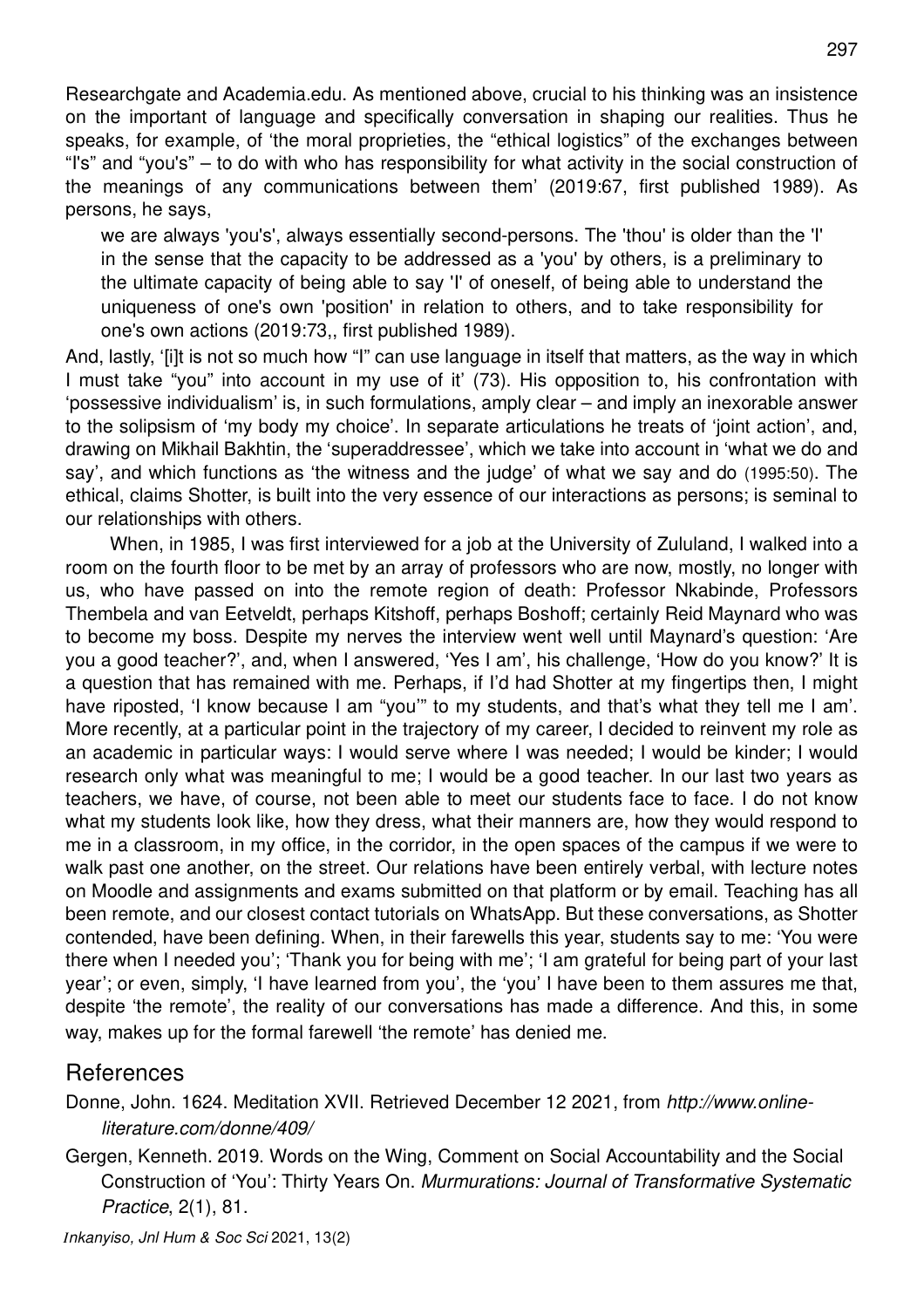Researchgate and Academia.edu. As mentioned above, crucial to his thinking was an insistence on the important of language and specifically conversation in shaping our realities. Thus he speaks, for example, of 'the moral proprieties, the "ethical logistics" of the exchanges between "I's" and "you's" – to do with who has responsibility for what activity in the social construction of the meanings of any communications between them' (2019:67, first published 1989). As persons, he says,

> we are always 'you's', always essentially second-persons. The 'thou' is older than the 'I' in the sense that the capacity to be addressed as a 'you' by others, is a preliminary to the ultimate capacity of being able to say 'I' of oneself, of being able to understand the uniqueness of one's own 'position' in relation to others, and to take responsibility for one's own actions (2019:73,, first published 1989).

And, lastly, '[i]t is not so much how "I" can use language in itself that matters, as the way in which I must take "you" into account in my use of it' (73). His opposition to, his confrontation with 'possessive individualism' is, in such formulations, amply clear – and imply an inexorable answer to the solipsism of 'my body my choice'. In separate articulations he treats of 'joint action', and, drawing on Mikhail Bakhtin, the 'superaddressee', which we take into account in 'what we do and say', and which functions as 'the witness and the judge' of what we say and do (1995:50). The ethical, claims Shotter, is built into the very essence of our interactions as persons; is seminal to our relationships with others.

When, in 1985, I was first interviewed for a job at the University of Zululand, I walked into a room on the fourth floor to be met by an array of professors who are now, mostly, no longer with us, who have passed on into the remote region of death: Professor Nkabinde, Professors Thembela and van Eetveldt, perhaps Kitshoff, perhaps Boshoff; certainly Reid Maynard who was to become my boss. Despite my nerves the interview went well until Maynard's question: 'Are you a good teacher?', and, when I answered, 'Yes I am', his challenge, 'How do you know?' It is a question that has remained with me. Perhaps, if I'd had Shotter at my fingertips then, I might have riposted, 'I know because I am "you"' to my students, and that's what they tell me I am'. More recently, at a particular point in the trajectory of my career, I decided to reinvent my role as an academic in particular ways: I would serve where I was needed; I would be kinder; I would research only what was meaningful to me; I would be a good teacher. In our last two years as teachers, we have, of course, not been able to meet our students face to face. I do not know what my students look like, how they dress, what their manners are, how they would respond to me in a classroom, in my office, in the corridor, in the open spaces of the campus if we were to walk past one another, on the street. Our relations have been entirely verbal, with lecture notes on Moodle and assignments and exams submitted on that platform or by email. Teaching has all been remote, and our closest contact tutorials on WhatsApp. But these conversations, as Shotter contended, have been defining. When, in their farewells this year, students say to me: 'You were there when I needed you'; 'Thank you for being with me'; 'I am grateful for being part of your last year'; or even, simply, 'I have learned from you', the 'you' I have been to them assures me that, despite 'the remote', the reality of our conversations has made a difference. And this, in some way, makes up for the formal farewell 'the remote' has denied me.

## References

Donne, John. 1624. Meditation XVII. Retrieved December 12 2021, from *http://www.online-literature.com/donne/409/*

Gergen, Kenneth. 2019. Words on the Wing, Comment on Social Accountability and the Social Construction of 'You': Thirty Years On. *Murmurations: Journal of Transformative Systematic Practice*, 2(1), 81.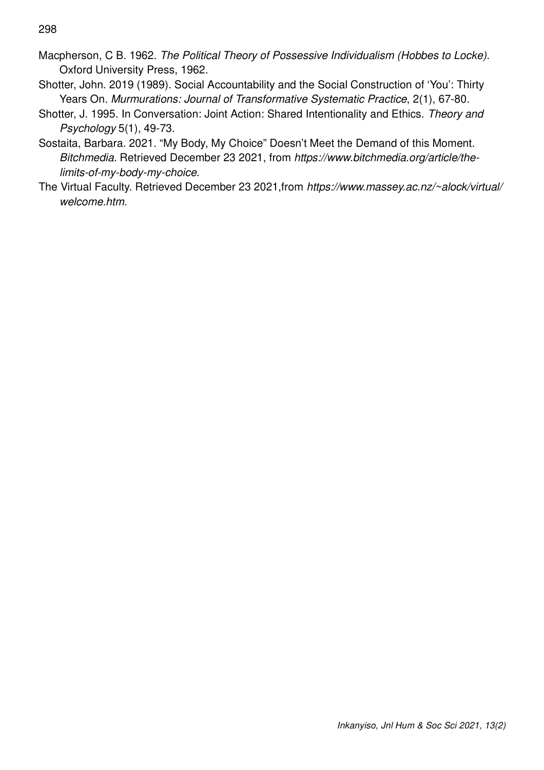Macpherson, C B. 1962. *The Political Theory of Possessive Individualism (Hobbes to Locke)*. Oxford University Press, 1962.

Shotter, John. 2019 (1989). Social Accountability and the Social Construction of 'You': Thirty Years On. *Murmurations: Journal of Transformative Systematic Practice*, 2(1), 67-80.

Shotter, J. 1995. In Conversation: Joint Action: Shared Intentionality and Ethics. *Theory and Psychology* 5(1), 49-73.

Sostaita, Barbara. 2021. "My Body, My Choice" Doesn't Meet the Demand of this Moment. *Bitchmedia*. Retrieved December 23 2021, from *https://www.bitchmedia.org/article/the-limits-of-my-body-my-choice*.

The Virtual Faculty. Retrieved December 23 2021,from *https://www.massey.ac.nz/~alock/virtual/welcome.htm*.